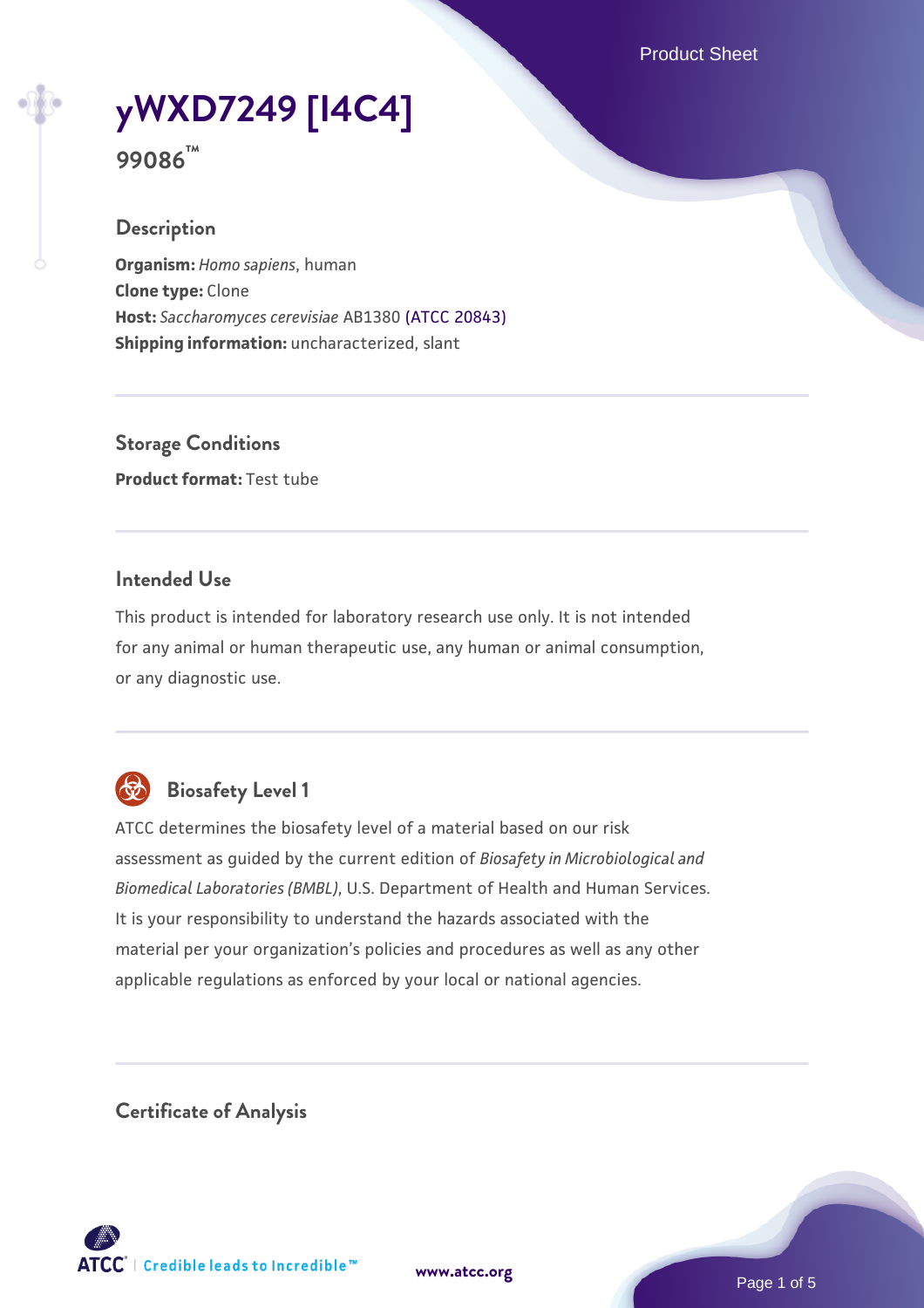# yWXD7249 [I4C4]

**99086™**

## Description

**Organism:** *Homo sapiens*, human
**Clone type:** Clone
**Host:** *Saccharomyces cerevisiae* AB1380 (ATCC 20843)
**Shipping information:** uncharacterized, slant

## Storage Conditions

**Product format:** Test tube

## Intended Use

This product is intended for laboratory research use only. It is not intended for any animal or human therapeutic use, any human or animal consumption, or any diagnostic use.

## Biosafety Level 1

ATCC determines the biosafety level of a material based on our risk assessment as guided by the current edition of *Biosafety in Microbiological and Biomedical Laboratories (BMBL)*, U.S. Department of Health and Human Services. It is your responsibility to understand the hazards associated with the material per your organization's policies and procedures as well as any other applicable regulations as enforced by your local or national agencies.

## Certificate of Analysis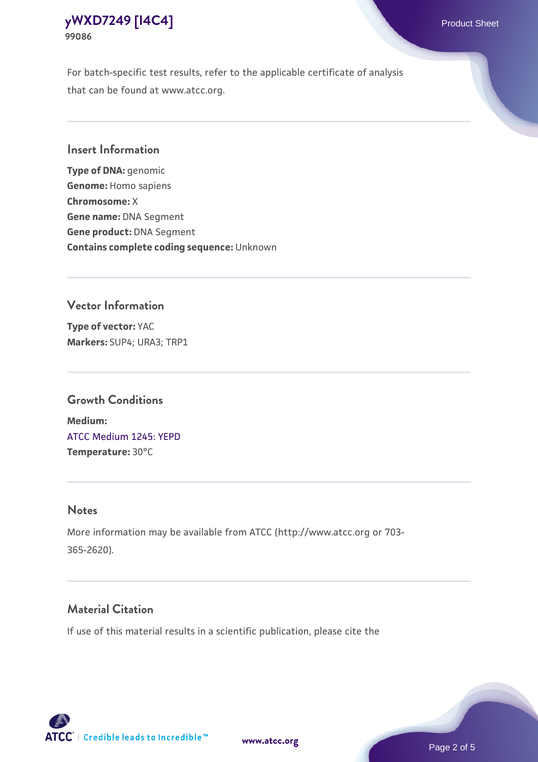For batch-specific test results, refer to the applicable certificate of analysis that can be found at www.atcc.org.

## Insert Information

**Type of DNA:** genomic
**Genome:** Homo sapiens
**Chromosome:** X
**Gene name:** DNA Segment
**Gene product:** DNA Segment
**Contains complete coding sequence:** Unknown

## Vector Information

**Type of vector:** YAC
**Markers:** SUP4; URA3; TRP1

## Growth Conditions

**Medium:**
ATCC Medium 1245: YEPD
**Temperature:** 30°C

## Notes

More information may be available from ATCC (http://www.atcc.org or 703-365-2620).

## Material Citation

If use of this material results in a scientific publication, please cite the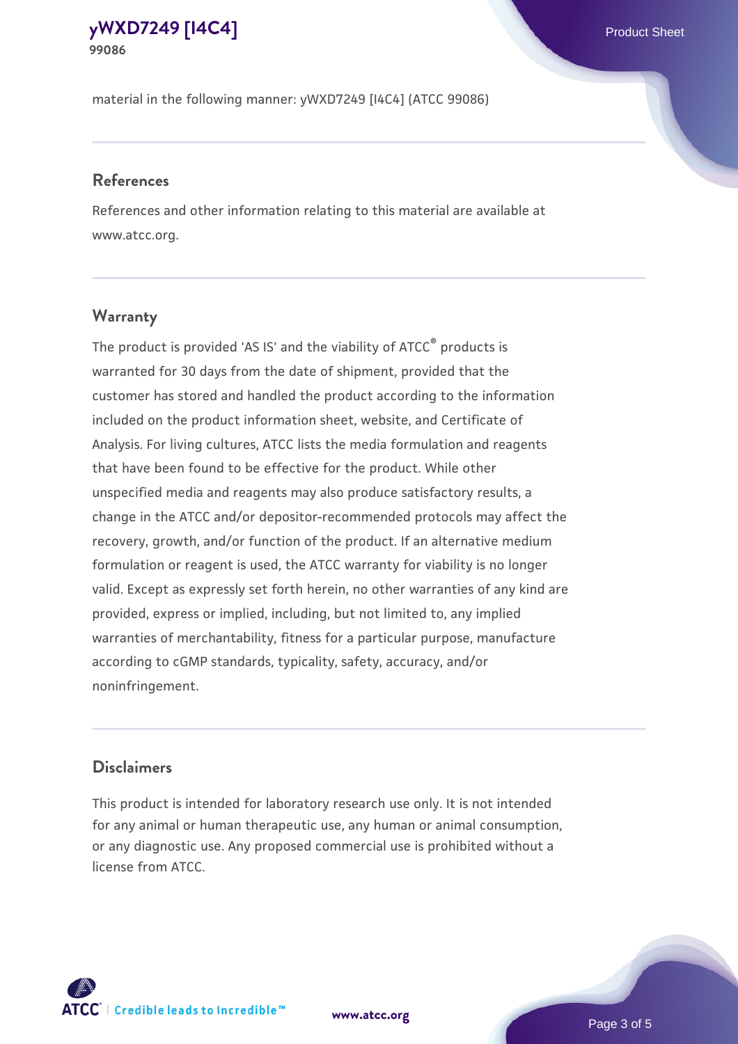material in the following manner: yWXD7249 [I4C4] (ATCC 99086)

## References

References and other information relating to this material are available at www.atcc.org.

## Warranty

The product is provided 'AS IS' and the viability of ATCC® products is warranted for 30 days from the date of shipment, provided that the customer has stored and handled the product according to the information included on the product information sheet, website, and Certificate of Analysis. For living cultures, ATCC lists the media formulation and reagents that have been found to be effective for the product. While other unspecified media and reagents may also produce satisfactory results, a change in the ATCC and/or depositor-recommended protocols may affect the recovery, growth, and/or function of the product. If an alternative medium formulation or reagent is used, the ATCC warranty for viability is no longer valid. Except as expressly set forth herein, no other warranties of any kind are provided, express or implied, including, but not limited to, any implied warranties of merchantability, fitness for a particular purpose, manufacture according to cGMP standards, typicality, safety, accuracy, and/or noninfringement.

## Disclaimers

This product is intended for laboratory research use only. It is not intended for any animal or human therapeutic use, any human or animal consumption, or any diagnostic use. Any proposed commercial use is prohibited without a license from ATCC.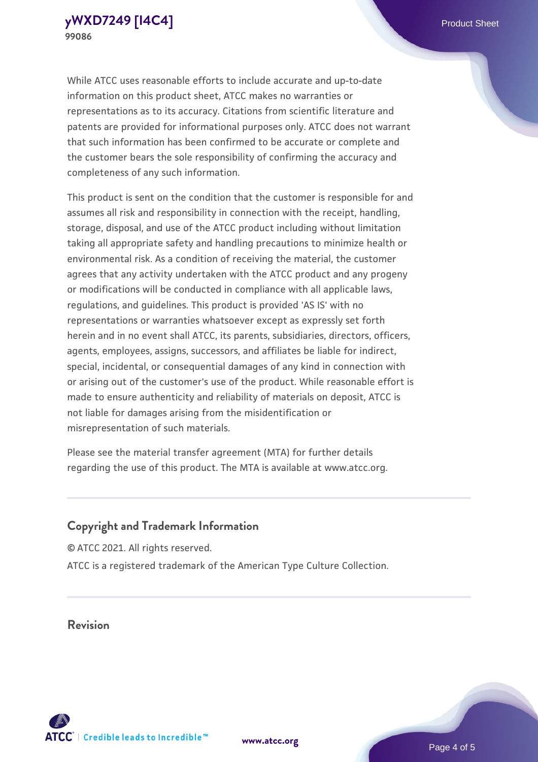While ATCC uses reasonable efforts to include accurate and up-to-date information on this product sheet, ATCC makes no warranties or representations as to its accuracy. Citations from scientific literature and patents are provided for informational purposes only. ATCC does not warrant that such information has been confirmed to be accurate or complete and the customer bears the sole responsibility of confirming the accuracy and completeness of any such information.

This product is sent on the condition that the customer is responsible for and assumes all risk and responsibility in connection with the receipt, handling, storage, disposal, and use of the ATCC product including without limitation taking all appropriate safety and handling precautions to minimize health or environmental risk. As a condition of receiving the material, the customer agrees that any activity undertaken with the ATCC product and any progeny or modifications will be conducted in compliance with all applicable laws, regulations, and guidelines. This product is provided 'AS IS' with no representations or warranties whatsoever except as expressly set forth herein and in no event shall ATCC, its parents, subsidiaries, directors, officers, agents, employees, assigns, successors, and affiliates be liable for indirect, special, incidental, or consequential damages of any kind in connection with or arising out of the customer's use of the product. While reasonable effort is made to ensure authenticity and reliability of materials on deposit, ATCC is not liable for damages arising from the misidentification or misrepresentation of such materials.

Please see the material transfer agreement (MTA) for further details regarding the use of this product. The MTA is available at www.atcc.org.

## Copyright and Trademark Information

© ATCC 2021. All rights reserved.

ATCC is a registered trademark of the American Type Culture Collection.

## Revision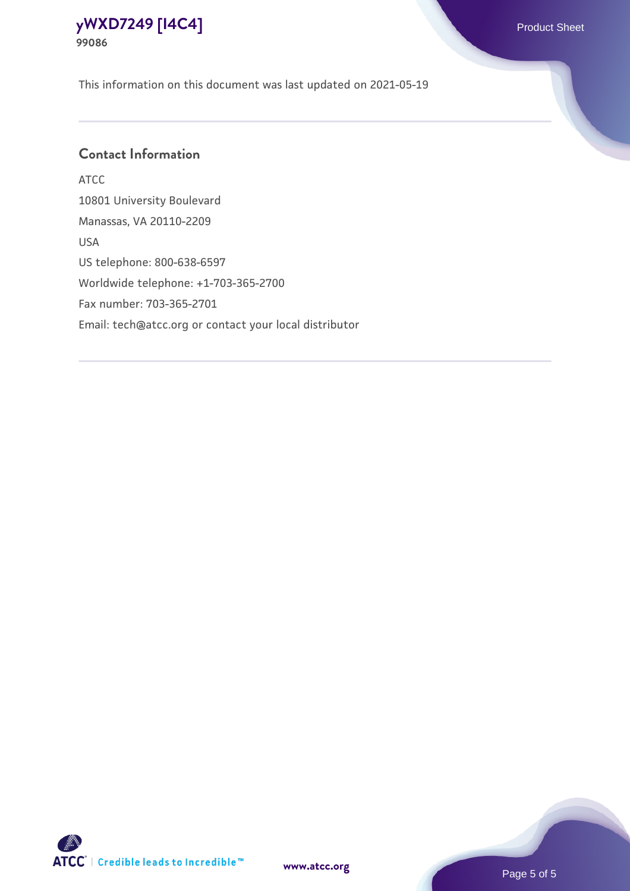This information on this document was last updated on 2021-05-19

## Contact Information

ATCC
10801 University Boulevard
Manassas, VA 20110-2209
USA
US telephone: 800-638-6597
Worldwide telephone: +1-703-365-2700
Fax number: 703-365-2701
Email: tech@atcc.org or contact your local distributor